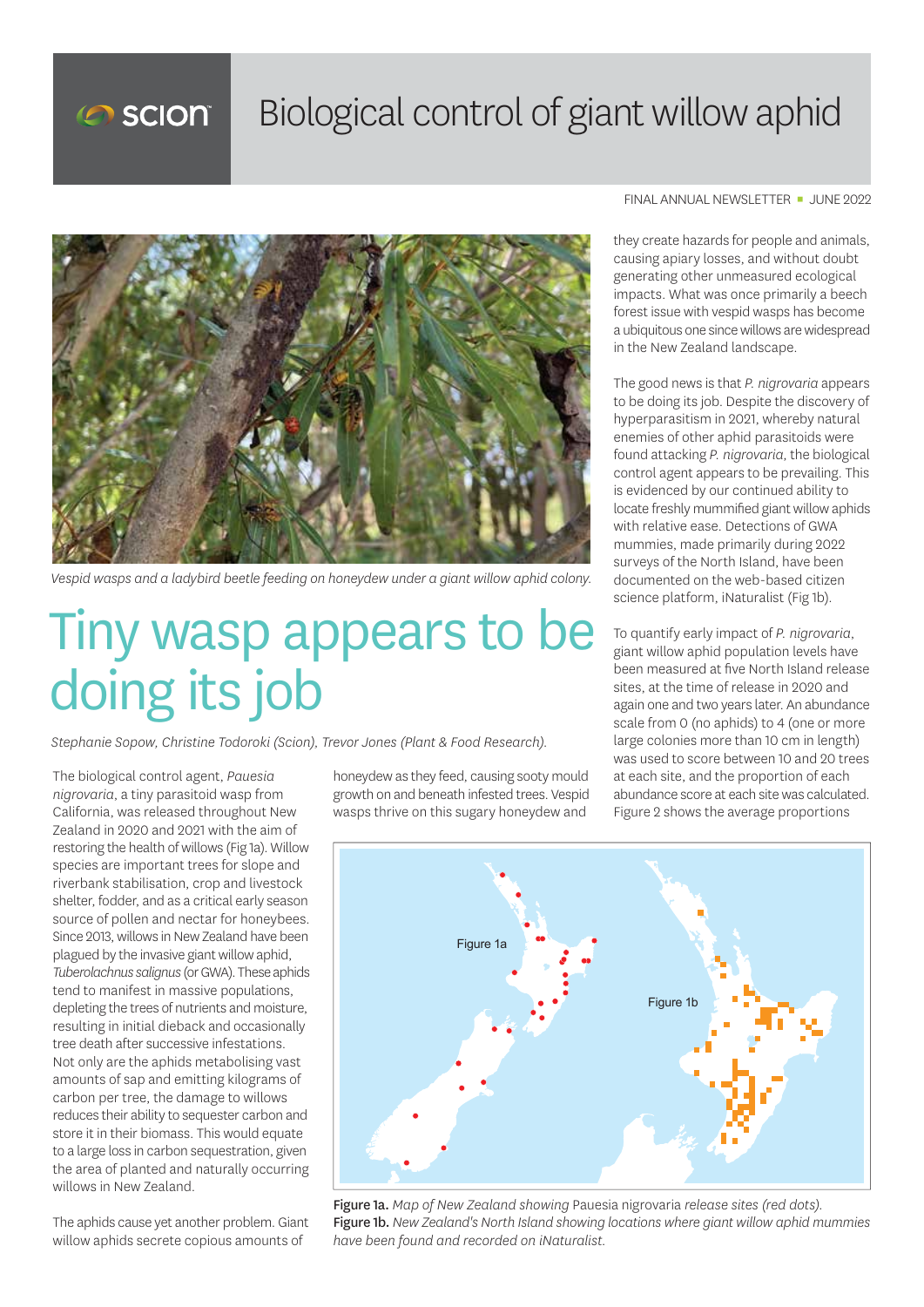# Biological control of giant willow aphid

FINAL ANNUAL NEWSLETTER ▪ JUNE 2022

*Vespid wasps and a ladybird beetle feeding on honeydew under a giant willow aphid colony.*

## Tiny wasp appears to be doing its job

*Stephanie Sopow, Christine Todoroki (Scion), Trevor Jones (Plant & Food Research).*

The biological control agent, *Pauesia nigrovaria*, a tiny parasitoid wasp from California, was released throughout New Zealand in 2020 and 2021 with the aim of restoring the health of willows (Fig 1a). Willow species are important trees for slope and riverbank stabilisation, crop and livestock shelter, fodder, and as a critical early season source of pollen and nectar for honeybees. Since 2013, willows in New Zealand have been plagued by the invasive giant willow aphid, *Tuberolachnus salignus* (or GWA). These aphids tend to manifest in massive populations, depleting the trees of nutrients and moisture, resulting in initial dieback and occasionally tree death after successive infestations. Not only are the aphids metabolising vast amounts of sap and emitting kilograms of carbon per tree, the damage to willows reduces their ability to sequester carbon and store it in their biomass. This would equate to a large loss in carbon sequestration, given the area of planted and naturally occurring willows in New Zealand.

The aphids cause yet another problem. Giant willow aphids secrete copious amounts of honeydew as they feed, causing sooty mould growth on and beneath infested trees. Vespid wasps thrive on this sugary honeydew and they create hazards for people and animals, causing apiary losses, and without doubt generating other unmeasured ecological impacts. What was once primarily a beech forest issue with vespid wasps has become a ubiquitous one since willows are widespread in the New Zealand landscape.

The good news is that *P. nigrovaria* appears to be doing its job. Despite the discovery of hyperparasitism in 2021, whereby natural enemies of other aphid parasitoids were found attacking *P. nigrovaria*, the biological control agent appears to be prevailing. This is evidenced by our continued ability to locate freshly mummified giant willow aphids with relative ease. Detections of GWA mummies, made primarily during 2022 surveys of the North Island, have been documented on the web-based citizen science platform, iNaturalist (Fig 1b).

To quantify early impact of *P. nigrovaria*, giant willow aphid population levels have been measured at five North Island release sites, at the time of release in 2020 and again one and two years later. An abundance scale from 0 (no aphids) to 4 (one or more large colonies more than 10 cm in length) was used to score between 10 and 20 trees at each site, and the proportion of each abundance score at each site was calculated. Figure 2 shows the average proportions

Figure 1a

Figure 1b

**Figure 1a.** *Map of New Zealand showing* Pauesia nigrovaria *release sites (red dots).*
**Figure 1b.** *New Zealand's North Island showing locations where giant willow aphid mummies have been found and recorded on iNaturalist.*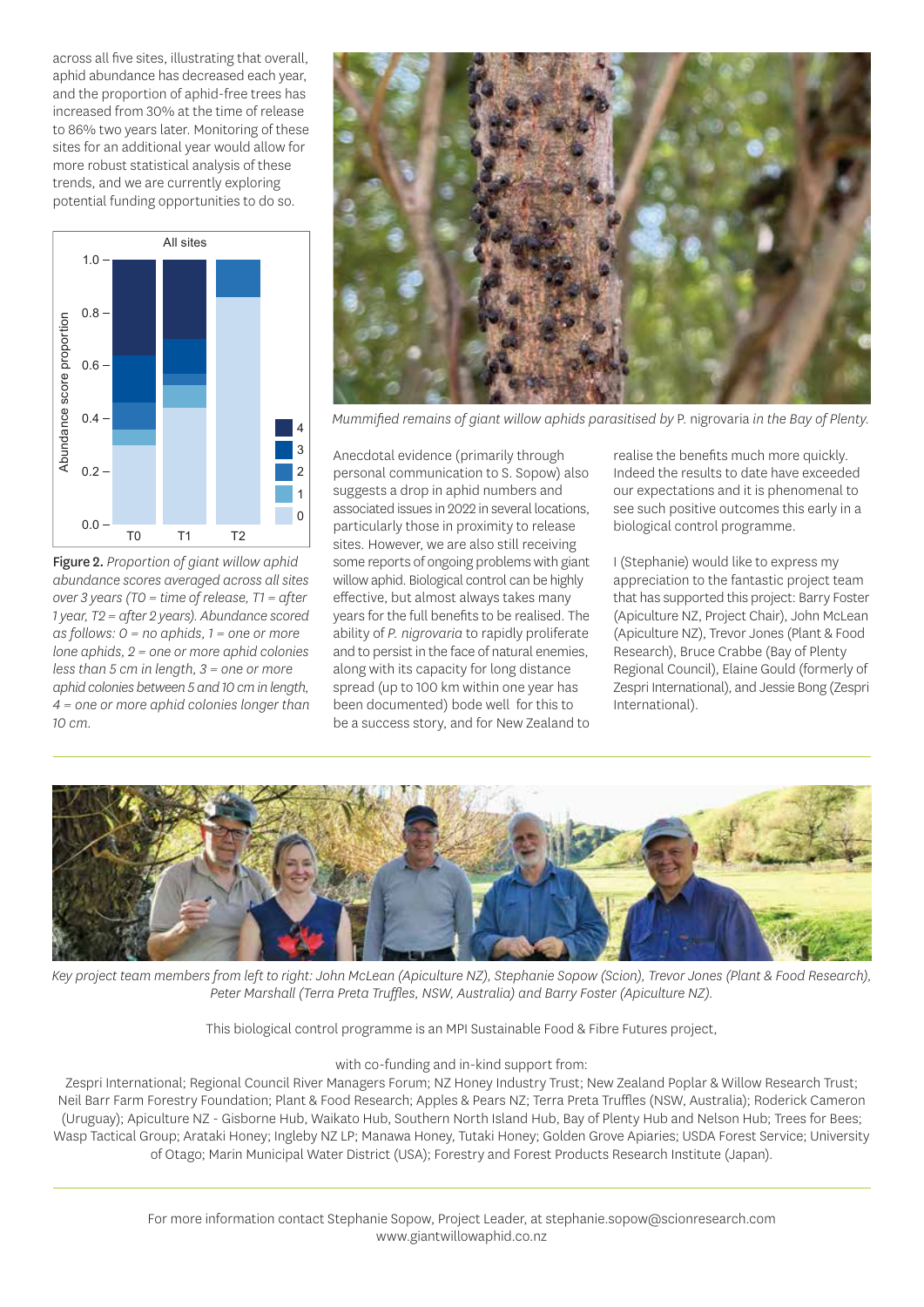across all five sites, illustrating that overall, aphid abundance has decreased each year, and the proportion of aphid-free trees has increased from 30% at the time of release to 86% two years later. Monitoring of these sites for an additional year would allow for more robust statistical analysis of these trends, and we are currently exploring potential funding opportunities to do so.

All sites

Abundance score proportion

1.0
0.8
0.6
0.4
0.2
0.0

T0 T1 T2

4
3
2
1
0

**Figure 2.** *Proportion of giant willow aphid abundance scores averaged across all sites over 3 years (T0 = time of release, T1 = after 1 year, T2 = after 2 years). Abundance scored as follows: 0 = no aphids, 1 = one or more lone aphids, 2 = one or more aphid colonies less than 5 cm in length, 3 = one or more aphid colonies between 5 and 10 cm in length, 4 = one or more aphid colonies longer than 10 cm.*

*Mummified remains of giant willow aphids parasitised by* P. nigrovaria *in the Bay of Plenty.*

Anecdotal evidence (primarily through personal communication to S. Sopow) also suggests a drop in aphid numbers and associated issues in 2022 in several locations, particularly those in proximity to release sites. However, we are also still receiving some reports of ongoing problems with giant willow aphid. Biological control can be highly effective, but almost always takes many years for the full benefits to be realised. The ability of *P. nigrovaria* to rapidly proliferate and to persist in the face of natural enemies, along with its capacity for long distance spread (up to 100 km within one year has been documented) bode well for this to be a success story, and for New Zealand to realise the benefits much more quickly. Indeed the results to date have exceeded our expectations and it is phenomenal to see such positive outcomes this early in a biological control programme.

I (Stephanie) would like to express my appreciation to the fantastic project team that has supported this project: Barry Foster (Apiculture NZ, Project Chair), John McLean (Apiculture NZ), Trevor Jones (Plant & Food Research), Bruce Crabbe (Bay of Plenty Regional Council), Elaine Gould (formerly of Zespri International), and Jessie Bong (Zespri International).

*Key project team members from left to right: John McLean (Apiculture NZ), Stephanie Sopow (Scion), Trevor Jones (Plant & Food Research), Peter Marshall (Terra Preta Truffles, NSW, Australia) and Barry Foster (Apiculture NZ).*

This biological control programme is an MPI Sustainable Food & Fibre Futures project,

with co-funding and in-kind support from:
Zespri International; Regional Council River Managers Forum; NZ Honey Industry Trust; New Zealand Poplar & Willow Research Trust; Neil Barr Farm Forestry Foundation; Plant & Food Research; Apples & Pears NZ; Terra Preta Truffles (NSW, Australia); Roderick Cameron (Uruguay); Apiculture NZ - Gisborne Hub, Waikato Hub, Southern North Island Hub, Bay of Plenty Hub and Nelson Hub; Trees for Bees; Wasp Tactical Group; Arataki Honey; Ingleby NZ LP; Manawa Honey, Tutaki Honey; Golden Grove Apiaries; USDA Forest Service; University of Otago; Marin Municipal Water District (USA); Forestry and Forest Products Research Institute (Japan).

For more information contact Stephanie Sopow, Project Leader, at stephanie.sopow@scionresearch.com
www.giantwillowaphid.co.nz